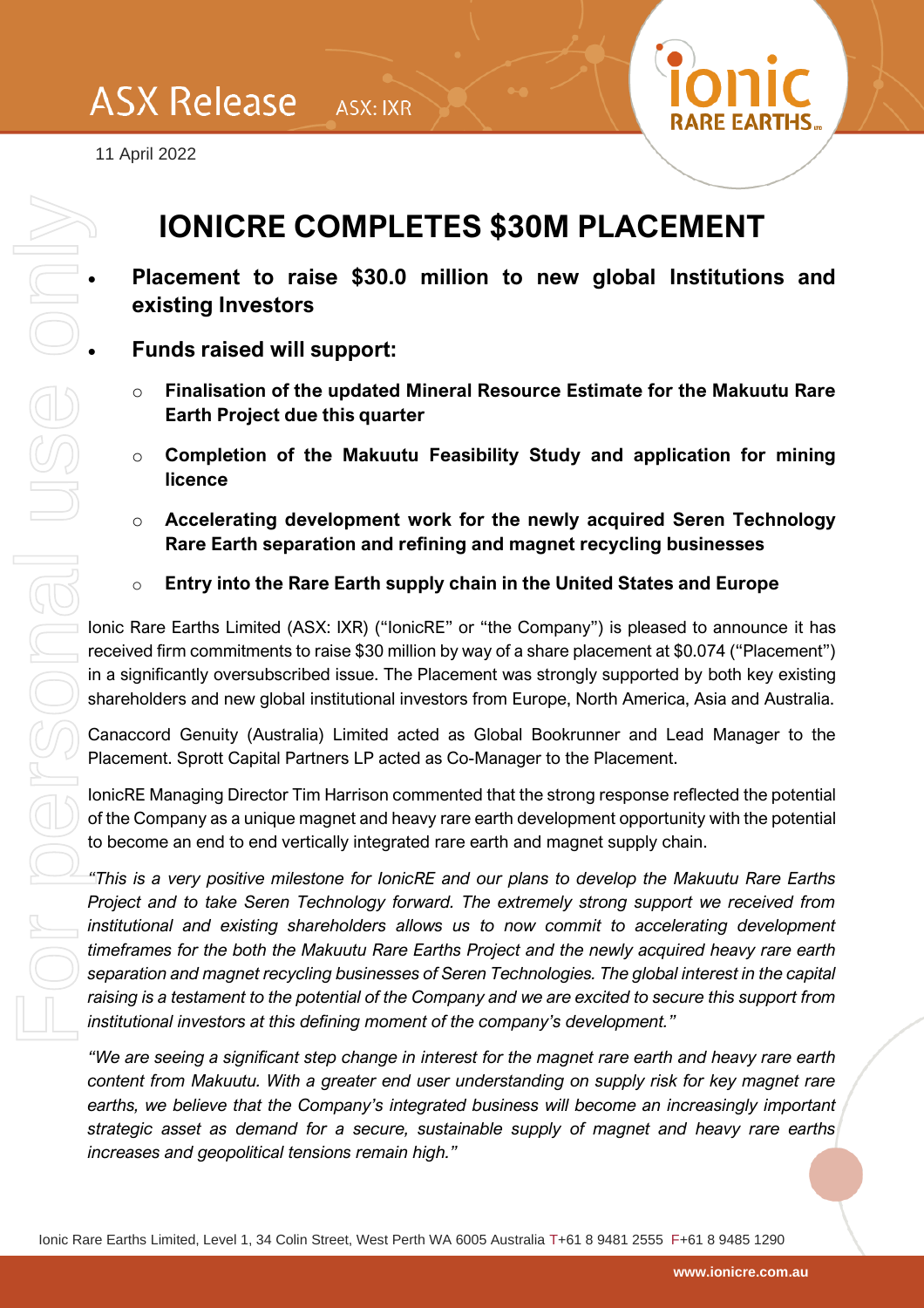11 April 2022

# IONICRE COMPLETES $30M PLACEMENT

- **Placement to raise $30.0 million to new global Institutions and existing Investors**
- **Funds raised will support:**
  - **Finalisation of the updated Mineral Resource Estimate for the Makuutu Rare Earth Project due this quarter**
  - **Completion of the Makuutu Feasibility Study and application for mining licence**
  - **Accelerating development work for the newly acquired Seren Technology Rare Earth separation and refining and magnet recycling businesses**
  - **Entry into the Rare Earth supply chain in the United States and Europe**

Ionic Rare Earths Limited (ASX: IXR) ("IonicRE" or "the Company") is pleased to announce it has received firm commitments to raise $30 million by way of a share placement at $0.074 ("Placement") in a significantly oversubscribed issue. The Placement was strongly supported by both key existing shareholders and new global institutional investors from Europe, North America, Asia and Australia.

Canaccord Genuity (Australia) Limited acted as Global Bookrunner and Lead Manager to the Placement. Sprott Capital Partners LP acted as Co-Manager to the Placement.

IonicRE Managing Director Tim Harrison commented that the strong response reflected the potential of the Company as a unique magnet and heavy rare earth development opportunity with the potential to become an end to end vertically integrated rare earth and magnet supply chain.

*"This is a very positive milestone for IonicRE and our plans to develop the Makuutu Rare Earths Project and to take Seren Technology forward. The extremely strong support we received from institutional and existing shareholders allows us to now commit to accelerating development timeframes for the both the Makuutu Rare Earths Project and the newly acquired heavy rare earth separation and magnet recycling businesses of Seren Technologies. The global interest in the capital raising is a testament to the potential of the Company and we are excited to secure this support from institutional investors at this defining moment of the company's development."*

*"We are seeing a significant step change in interest for the magnet rare earth and heavy rare earth content from Makuutu. With a greater end user understanding on supply risk for key magnet rare earths, we believe that the Company's integrated business will become an increasingly important strategic asset as demand for a secure, sustainable supply of magnet and heavy rare earths increases and geopolitical tensions remain high."*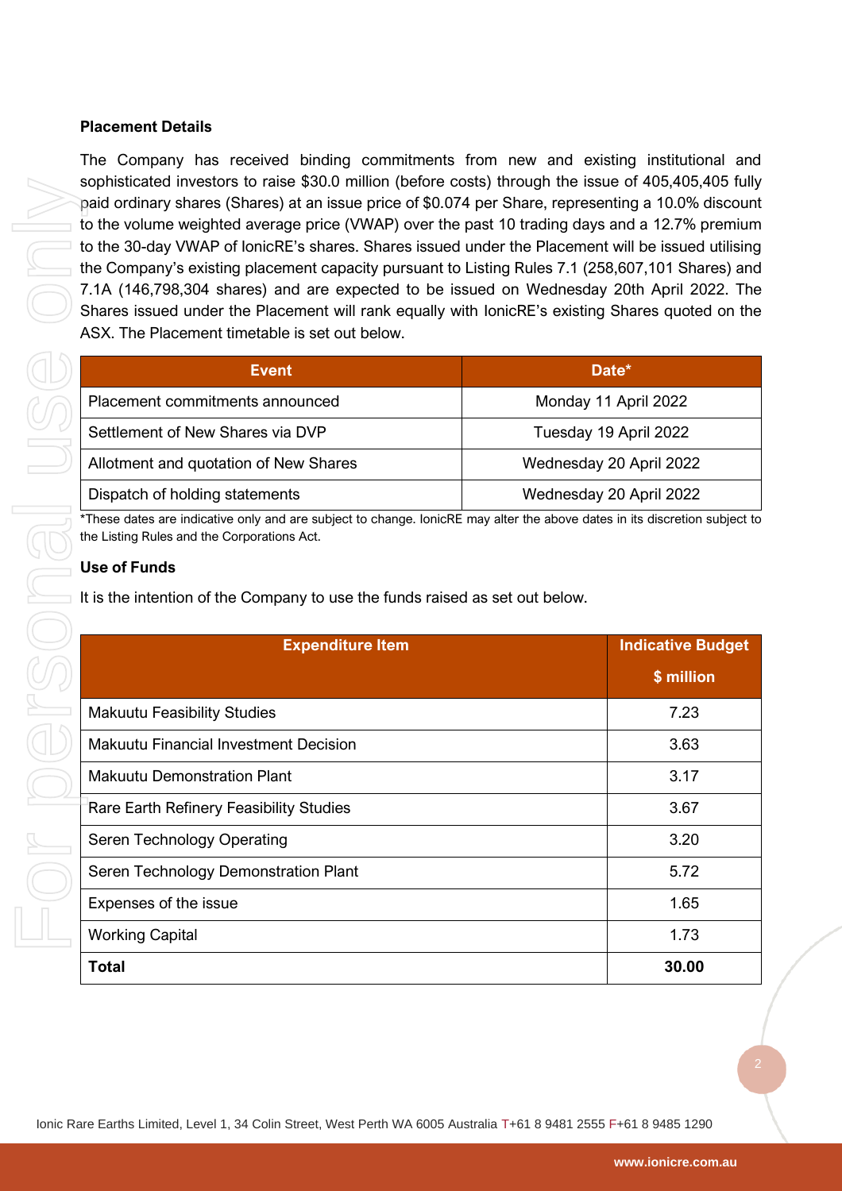**Placement Details**

The Company has received binding commitments from new and existing institutional and sophisticated investors to raise $30.0 million (before costs) through the issue of 405,405,405 fully paid ordinary shares (Shares) at an issue price of $0.074 per Share, representing a 10.0% discount to the volume weighted average price (VWAP) over the past 10 trading days and a 12.7% premium to the 30-day VWAP of IonicRE's shares. Shares issued under the Placement will be issued utilising the Company's existing placement capacity pursuant to Listing Rules 7.1 (258,607,101 Shares) and 7.1A (146,798,304 shares) and are expected to be issued on Wednesday 20th April 2022. The Shares issued under the Placement will rank equally with IonicRE's existing Shares quoted on the ASX. The Placement timetable is set out below.

| Event | Date* |
|---|---|
| Placement commitments announced | Monday 11 April 2022 |
| Settlement of New Shares via DVP | Tuesday 19 April 2022 |
| Allotment and quotation of New Shares | Wednesday 20 April 2022 |
| Dispatch of holding statements | Wednesday 20 April 2022 |

*These dates are indicative only and are subject to change. IonicRE may alter the above dates in its discretion subject to the Listing Rules and the Corporations Act.

**Use of Funds**

It is the intention of the Company to use the funds raised as set out below.

| Expenditure Item | Indicative Budget $ million |
|---|---|
| Makuutu Feasibility Studies | 7.23 |
| Makuutu Financial Investment Decision | 3.63 |
| Makuutu Demonstration Plant | 3.17 |
| Rare Earth Refinery Feasibility Studies | 3.67 |
| Seren Technology Operating | 3.20 |
| Seren Technology Demonstration Plant | 5.72 |
| Expenses of the issue | 1.65 |
| Working Capital | 1.73 |
| **Total** | **30.00** |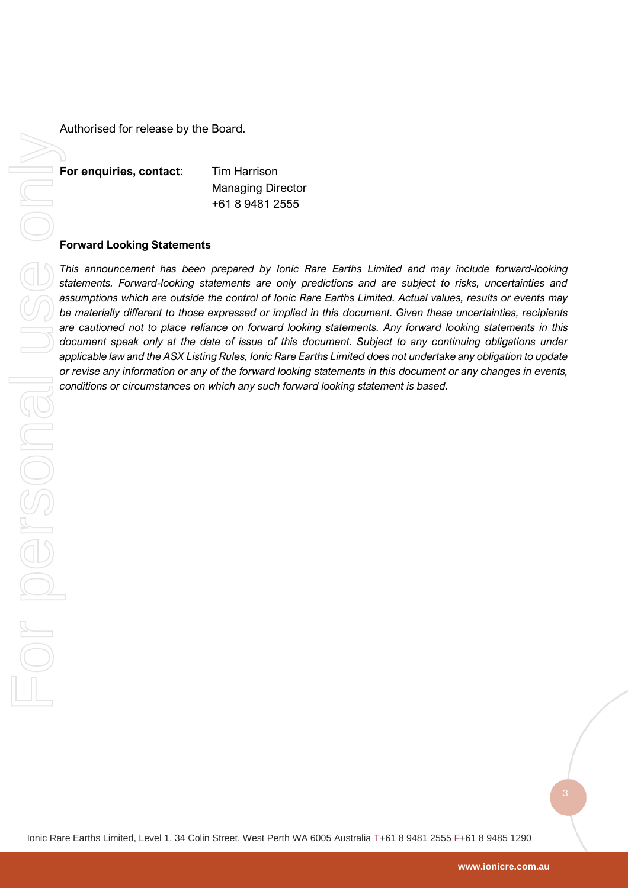Authorised for release by the Board.

**For enquiries, contact**: Tim Harrison
Managing Director
+61 8 9481 2555

**Forward Looking Statements**

*This announcement has been prepared by Ionic Rare Earths Limited and may include forward-looking statements. Forward-looking statements are only predictions and are subject to risks, uncertainties and assumptions which are outside the control of Ionic Rare Earths Limited. Actual values, results or events may be materially different to those expressed or implied in this document. Given these uncertainties, recipients are cautioned not to place reliance on forward looking statements. Any forward looking statements in this document speak only at the date of issue of this document. Subject to any continuing obligations under applicable law and the ASX Listing Rules, Ionic Rare Earths Limited does not undertake any obligation to update or revise any information or any of the forward looking statements in this document or any changes in events, conditions or circumstances on which any such forward looking statement is based.*